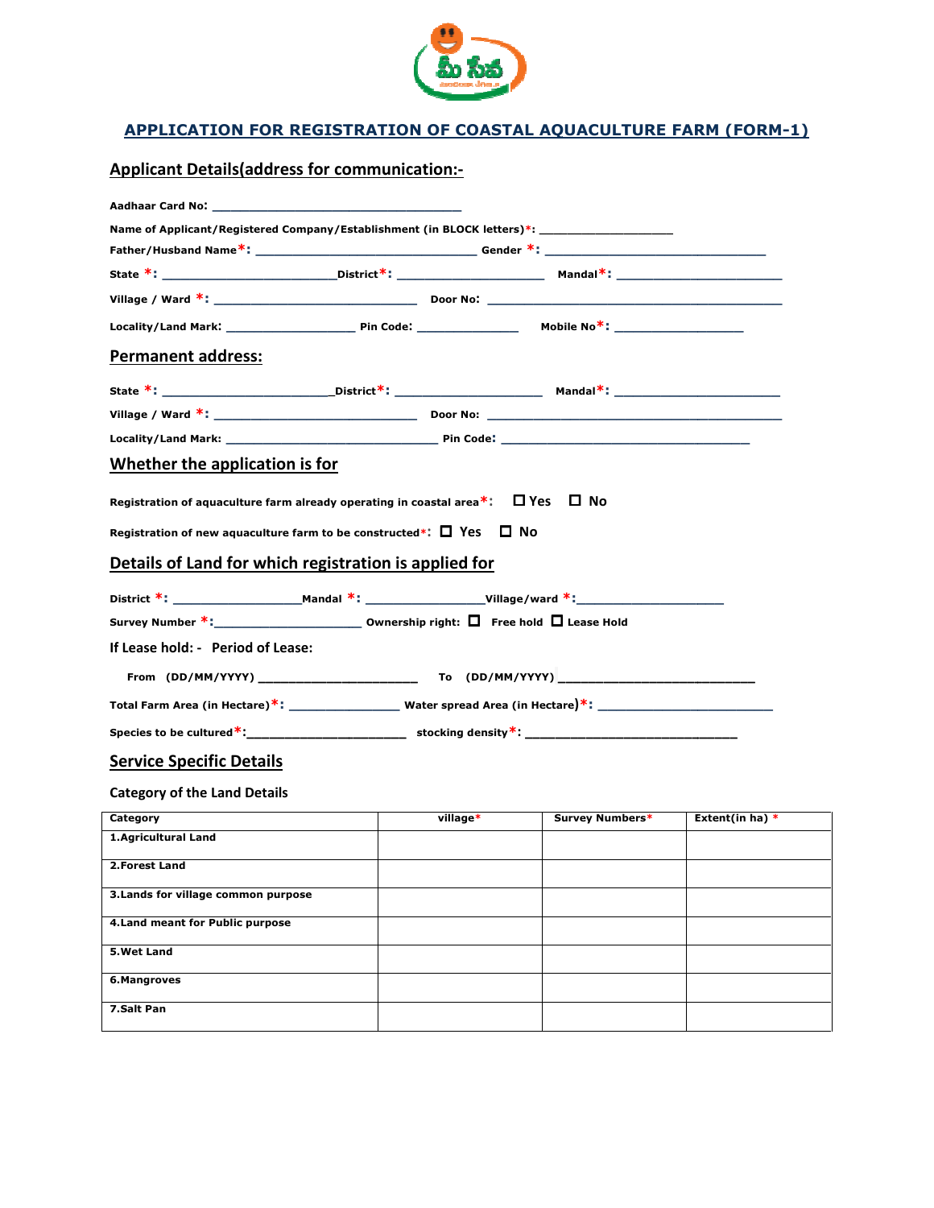# APPLICATION FOR REGISTRATION OF COASTAL AQUACULTURE FARM (FORM-1)

## Applicant Details(address for communication:-

**Aadhaar Card No:** ____________________________________

**Name of Applicant/Registered Company/Establishment (in BLOCK letters)*:** ___________________

**Father/Husband Name*:** ________________________________ **Gender *:** ________________________________

**State *:** _________________________ **District*:** _____________________ **Mandal*:** _______________________

**Village / Ward *:** _____________________________ **Door No:** __________________________________________

**Locality/Land Mark:** __________________ **Pin Code:** ______________ **Mobile No*:** __________________

## Permanent address:

**State *:** _________________________ **District*:** _____________________ **Mandal*:** _______________________

**Village / Ward *:** _____________________________ **Door No:** __________________________________________

**Locality/Land Mark:** ______________________________ **Pin Code:** ___________________________________

## Whether the application is for

**Registration of aquaculture farm already operating in coastal area*:** ☐ Yes ☐ No

**Registration of new aquaculture farm to be constructed*:** ☐ Yes ☐ No

## Details of Land for which registration is applied for

**District *:** __________________ **Mandal *:** ________________ **Village/ward *:** ____________________

**Survey Number *:** _____________________ **Ownership right:** ☐ **Free hold** ☐ **Lease Hold**

**If Lease hold: - Period of Lease:**

**From (DD/MM/YYYY)** ______________________ **To (DD/MM/YYYY)** ____________________________

**Total Farm Area (in Hectare)*:** ________________ **Water spread Area (in Hectare)*:** _________________________

**Species to be cultured*:** ______________________ **stocking density*:** ______________________________

## Service Specific Details

**Category of the Land Details**

| Category | village* | Survey Numbers* | Extent(in ha) * |
|---|---|---|---|
| 1.Agricultural Land | | | |
| 2.Forest Land | | | |
| 3.Lands for village common purpose | | | |
| 4.Land meant for Public purpose | | | |
| 5.Wet Land | | | |
| 6.Mangroves | | | |
| 7.Salt Pan | | | |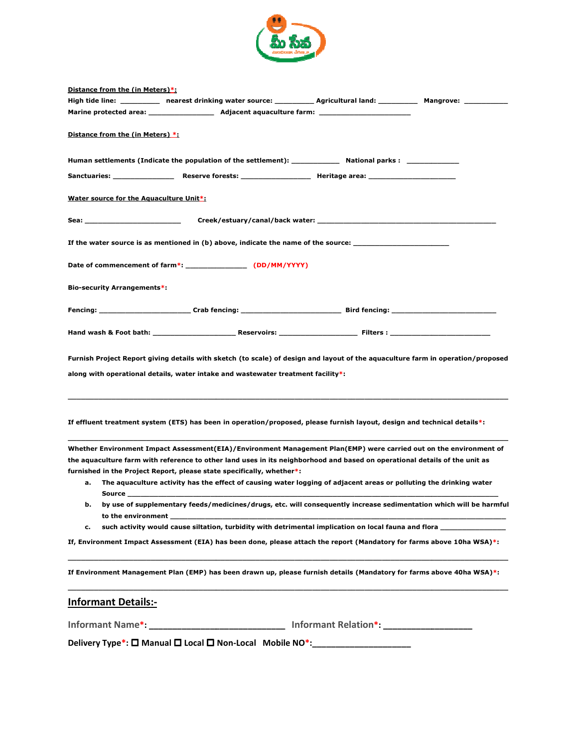**Distance from the (in Meters)*:**

**High tide line:** __________ **nearest drinking water source:** __________ **Agricultural land:** __________ **Mangrove:** ___________

**Marine protected area:** ________________ **Adjacent aquaculture farm:** _______________________

**Distance from the (in Meters) *:**

**Human settlements (Indicate the population of the settlement):** ____________ **National parks :** _____________

**Sanctuaries:** _______________ **Reserve forests:** _________________ **Heritage area:** _____________________

**Water source for the Aquaculture Unit*:**

**Sea:** ________________________ **Creek/estuary/canal/back water:** ____________________________________________

**If the water source is as mentioned in (b) above, indicate the name of the source:** ________________________

**Date of commencement of farm*:** _______________ **(DD/MM/YYYY)**

**Bio-security Arrangements*:**

**Fencing:** ______________________ **Crab fencing:** _________________________ **Bird fencing:** __________________________

**Hand wash & Foot bath:** ____________________ **Reservoirs:** ___________________ **Filters :** _________________________

**Furnish Project Report giving details with sketch (to scale) of design and layout of the aquaculture farm in operation/proposed along with operational details, water intake and wastewater treatment facility*:**

______________________________________________________________________________________________

**If effluent treatment system (ETS) has been in operation/proposed, please furnish layout, design and technical details*:**

______________________________________________________________________________________________

**Whether Environment Impact Assessment(EIA)/Environment Management Plan(EMP) were carried out on the environment of the aquaculture farm with reference to other land uses in its neighborhood and based on operational details of the unit as furnished in the Project Report, please state specifically, whether*:**

a. **The aquaculture activity has the effect of causing water logging of adjacent areas or polluting the drinking water Source** ______________________________________________________________________________
b. **by use of supplementary feeds/medicines/drugs, etc. will consequently increase sedimentation which will be harmful to the environment** ______________________________________________________________________________
c. **such activity would cause siltation, turbidity with detrimental implication on local fauna and flora** ________________

**If, Environment Impact Assessment (EIA) has been done, please attach the report (Mandatory for farms above 10ha WSA)*:**

______________________________________________________________________________________________

**If Environment Management Plan (EMP) has been drawn up, please furnish details (Mandatory for farms above 40ha WSA)*:**

______________________________________________________________________________________________

## Informant Details:-

**Informant Name*:** ___________________________ **Informant Relation*:** __________________

**Delivery Type*:** ☐ Manual ☐ Local ☐ Non-Local **Mobile NO*:** ____________________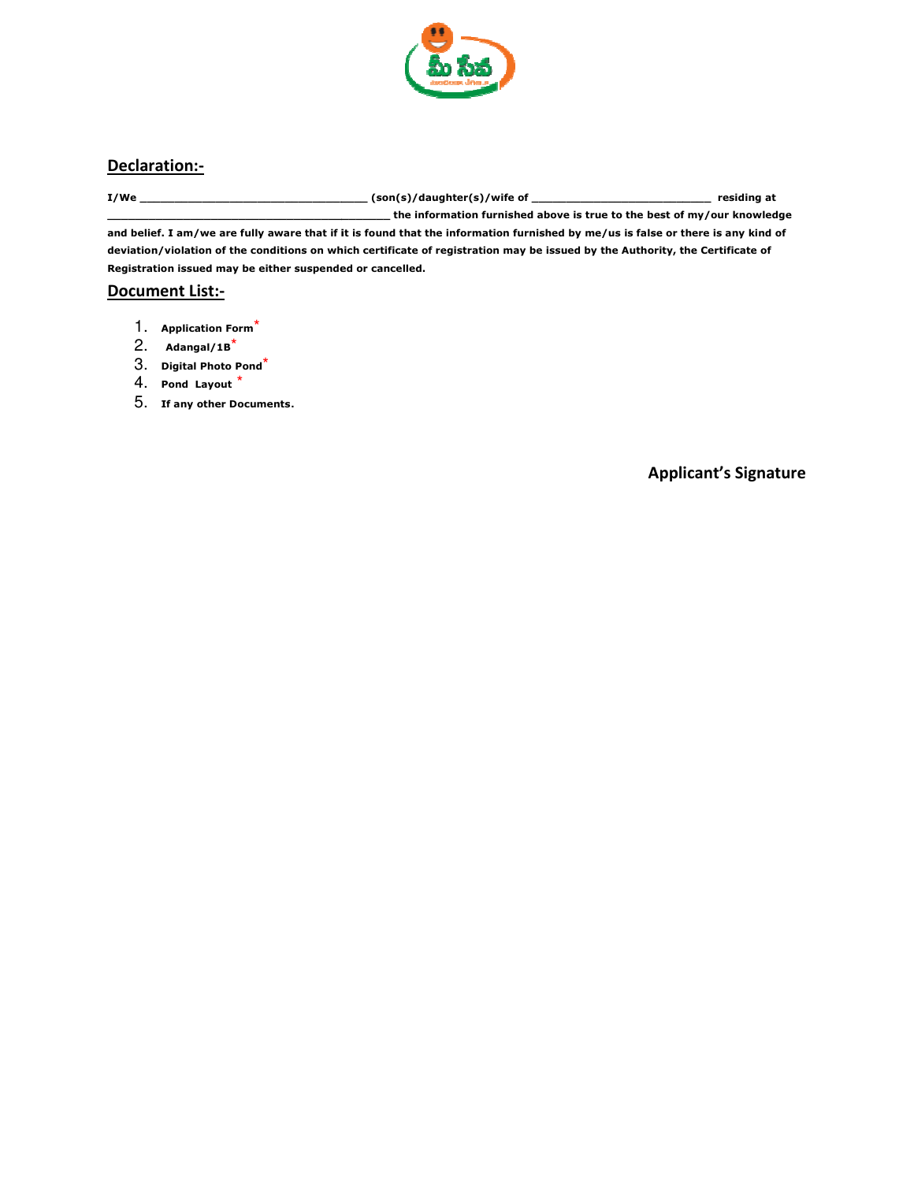## Declaration:-

**I/We \_\_\_\_\_\_\_\_\_\_\_\_\_\_\_\_\_\_\_\_\_\_\_\_\_\_\_\_\_\_\_\_\_\_\_ (son(s)/daughter(s)/wife of \_\_\_\_\_\_\_\_\_\_\_\_\_\_\_\_\_\_\_\_\_\_\_\_\_\_\_\_ residing at \_\_\_\_\_\_\_\_\_\_\_\_\_\_\_\_\_\_\_\_\_\_\_\_\_\_\_\_\_\_\_\_\_\_\_\_\_\_\_\_\_\_\_\_ the information furnished above is true to the best of my/our knowledge and belief. I am/we are fully aware that if it is found that the information furnished by me/us is false or there is any kind of deviation/violation of the conditions on which certificate of registration may be issued by the Authority, the Certificate of Registration issued may be either suspended or cancelled.**

## Document List:-

1. **Application Form***
2. **Adangal/1B***
3. **Digital Photo Pond***
4. **Pond Layout ***
5. **If any other Documents.**

**Applicant's Signature**